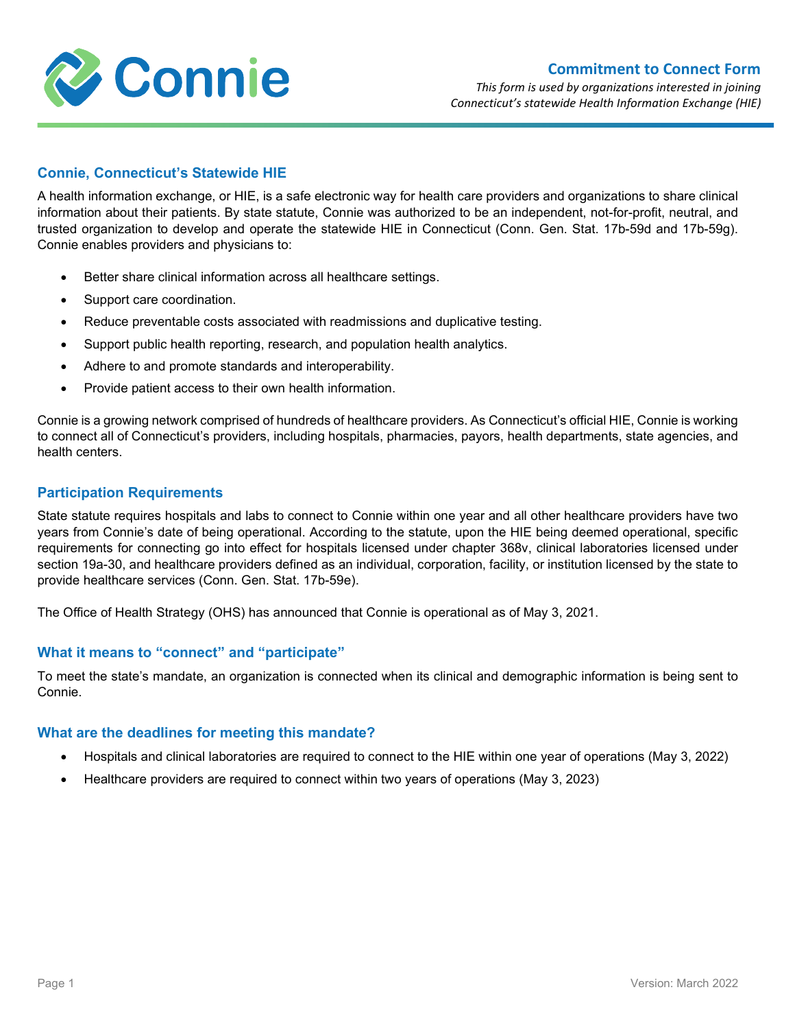Connie

## Commitment to Connect Form

*This form is used by organizations interested in joining Connecticut's statewide Health Information Exchange (HIE)*

### Connie, Connecticut's Statewide HIE

A health information exchange, or HIE, is a safe electronic way for health care providers and organizations to share clinical information about their patients. By state statute, Connie was authorized to be an independent, not-for-profit, neutral, and trusted organization to develop and operate the statewide HIE in Connecticut (Conn. Gen. Stat. 17b-59d and 17b-59g). Connie enables providers and physicians to:

- Better share clinical information across all healthcare settings.
- Support care coordination.
- Reduce preventable costs associated with readmissions and duplicative testing.
- Support public health reporting, research, and population health analytics.
- Adhere to and promote standards and interoperability.
- Provide patient access to their own health information.

Connie is a growing network comprised of hundreds of healthcare providers. As Connecticut's official HIE, Connie is working to connect all of Connecticut's providers, including hospitals, pharmacies, payors, health departments, state agencies, and health centers.

### Participation Requirements

State statute requires hospitals and labs to connect to Connie within one year and all other healthcare providers have two years from Connie's date of being operational. According to the statute, upon the HIE being deemed operational, specific requirements for connecting go into effect for hospitals licensed under chapter 368v, clinical laboratories licensed under section 19a-30, and healthcare providers defined as an individual, corporation, facility, or institution licensed by the state to provide healthcare services (Conn. Gen. Stat. 17b-59e).

The Office of Health Strategy (OHS) has announced that Connie is operational as of May 3, 2021.

### What it means to "connect" and "participate"

To meet the state's mandate, an organization is connected when its clinical and demographic information is being sent to Connie.

### What are the deadlines for meeting this mandate?

- Hospitals and clinical laboratories are required to connect to the HIE within one year of operations (May 3, 2022)
- Healthcare providers are required to connect within two years of operations (May 3, 2023)

Version: March 2022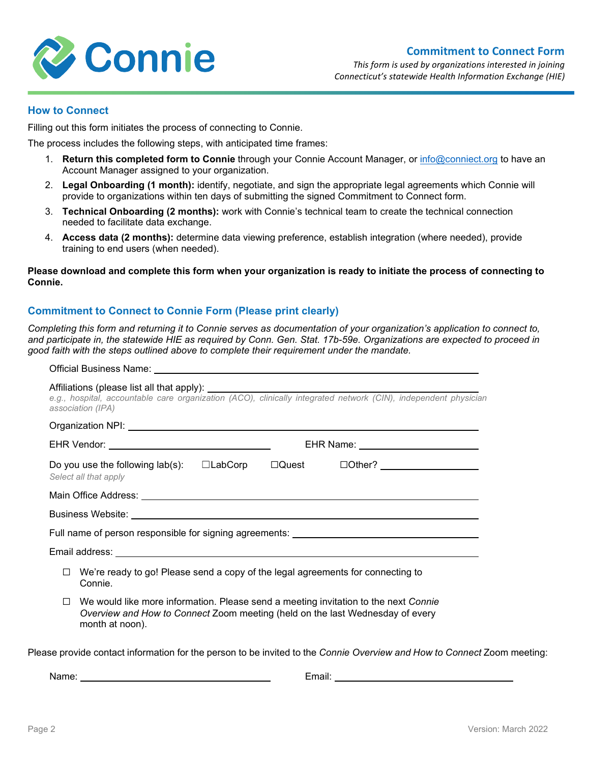Connie

## Commitment to Connect Form

*This form is used by organizations interested in joining Connecticut's statewide Health Information Exchange (HIE)*

### How to Connect

Filling out this form initiates the process of connecting to Connie.

The process includes the following steps, with anticipated time frames:

1. **Return this completed form to Connie** through your Connie Account Manager, or info@conniect.org to have an Account Manager assigned to your organization.
2. **Legal Onboarding (1 month):** identify, negotiate, and sign the appropriate legal agreements which Connie will provide to organizations within ten days of submitting the signed Commitment to Connect form.
3. **Technical Onboarding (2 months):** work with Connie's technical team to create the technical connection needed to facilitate data exchange.
4. **Access data (2 months):** determine data viewing preference, establish integration (where needed), provide training to end users (when needed).

**Please download and complete this form when your organization is ready to initiate the process of connecting to Connie.**

### Commitment to Connect to Connie Form (Please print clearly)

*Completing this form and returning it to Connie serves as documentation of your organization's application to connect to, and participate in, the statewide HIE as required by Conn. Gen. Stat. 17b-59e. Organizations are expected to proceed in good faith with the steps outlined above to complete their requirement under the mandate.*

Official Business Name: ____________________

Affiliations (please list all that apply): ____________________
*e.g., hospital, accountable care organization (ACO), clinically integrated network (CIN), independent physician association (IPA)*

Organization NPI: ____________________

EHR Vendor: ____________________ EHR Name: ____________________

Do you use the following lab(s): ☐LabCorp ☐Quest ☐Other? ____________________
*Select all that apply*

Main Office Address: ____________________

Business Website: ____________________

Full name of person responsible for signing agreements: ____________________

Email address: ____________________

- ☐ We're ready to go! Please send a copy of the legal agreements for connecting to Connie.
- ☐ We would like more information. Please send a meeting invitation to the next *Connie Overview and How to Connect* Zoom meeting (held on the last Wednesday of every month at noon).

Please provide contact information for the person to be invited to the *Connie Overview and How to Connect* Zoom meeting:

Name: ____________________ Email: ____________________

Version: March 2022